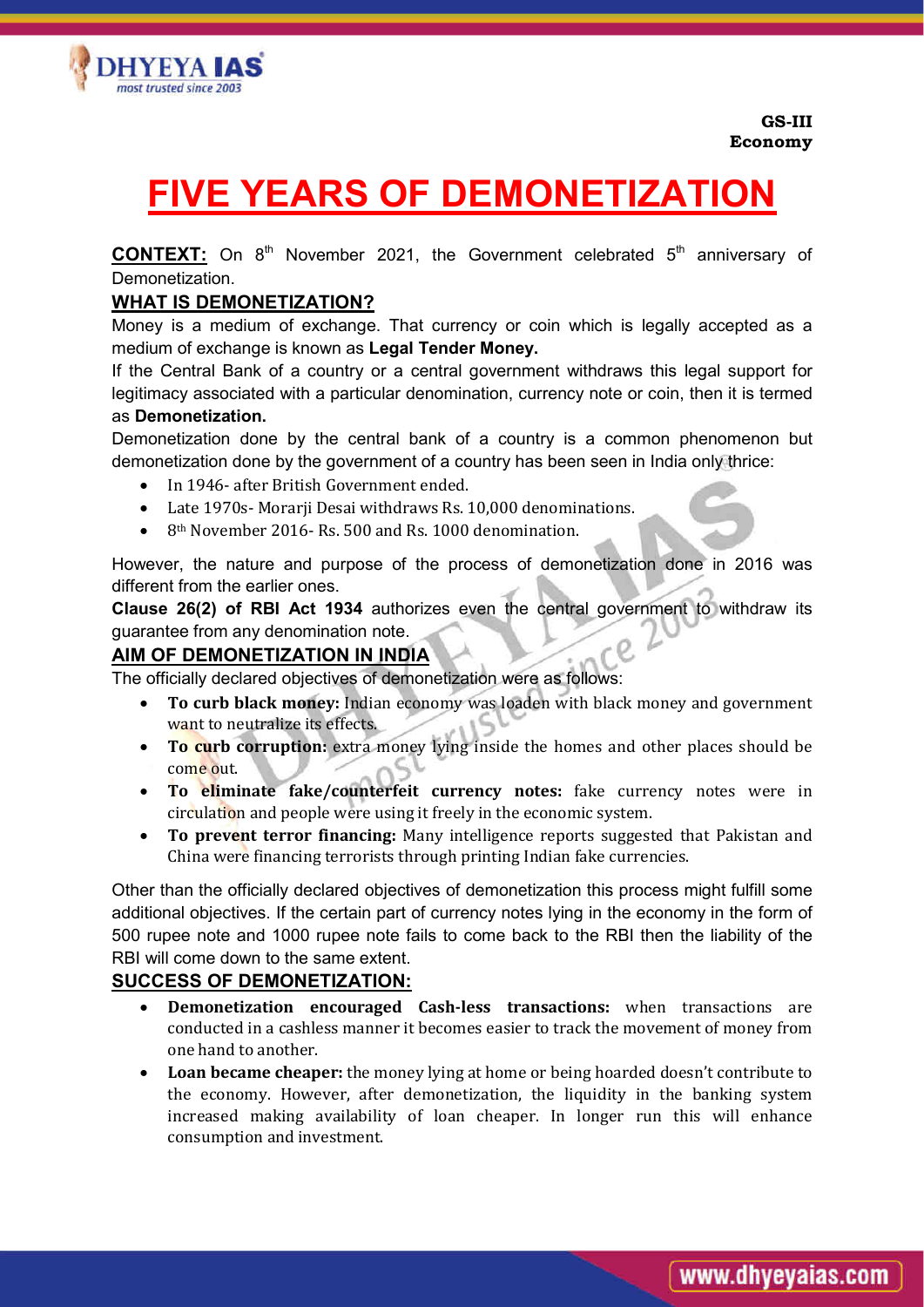GS-III
Economy

# FIVE YEARS OF DEMONETIZATION

**CONTEXT:** On 8th November 2021, the Government celebrated 5th anniversary of Demonetization.

## WHAT IS DEMONETIZATION?

Money is a medium of exchange. That currency or coin which is legally accepted as a medium of exchange is known as **Legal Tender Money.**

If the Central Bank of a country or a central government withdraws this legal support for legitimacy associated with a particular denomination, currency note or coin, then it is termed as **Demonetization.**

Demonetization done by the central bank of a country is a common phenomenon but demonetization done by the government of a country has been seen in India only thrice:

- In 1946- after British Government ended.
- Late 1970s- Morarji Desai withdraws Rs. 10,000 denominations.
- 8th November 2016- Rs. 500 and Rs. 1000 denomination.

However, the nature and purpose of the process of demonetization done in 2016 was different from the earlier ones.

**Clause 26(2) of RBI Act 1934** authorizes even the central government to withdraw its guarantee from any denomination note.

## AIM OF DEMONETIZATION IN INDIA

The officially declared objectives of demonetization were as follows:

- **To curb black money:** Indian economy was loaden with black money and government want to neutralize its effects.
- **To curb corruption:** extra money lying inside the homes and other places should be come out.
- **To eliminate fake/counterfeit currency notes:** fake currency notes were in circulation and people were using it freely in the economic system.
- **To prevent terror financing:** Many intelligence reports suggested that Pakistan and China were financing terrorists through printing Indian fake currencies.

Other than the officially declared objectives of demonetization this process might fulfill some additional objectives. If the certain part of currency notes lying in the economy in the form of 500 rupee note and 1000 rupee note fails to come back to the RBI then the liability of the RBI will come down to the same extent.

## SUCCESS OF DEMONETIZATION:

- **Demonetization encouraged Cash-less transactions:** when transactions are conducted in a cashless manner it becomes easier to track the movement of money from one hand to another.
- **Loan became cheaper:** the money lying at home or being hoarded doesn't contribute to the economy. However, after demonetization, the liquidity in the banking system increased making availability of loan cheaper. In longer run this will enhance consumption and investment.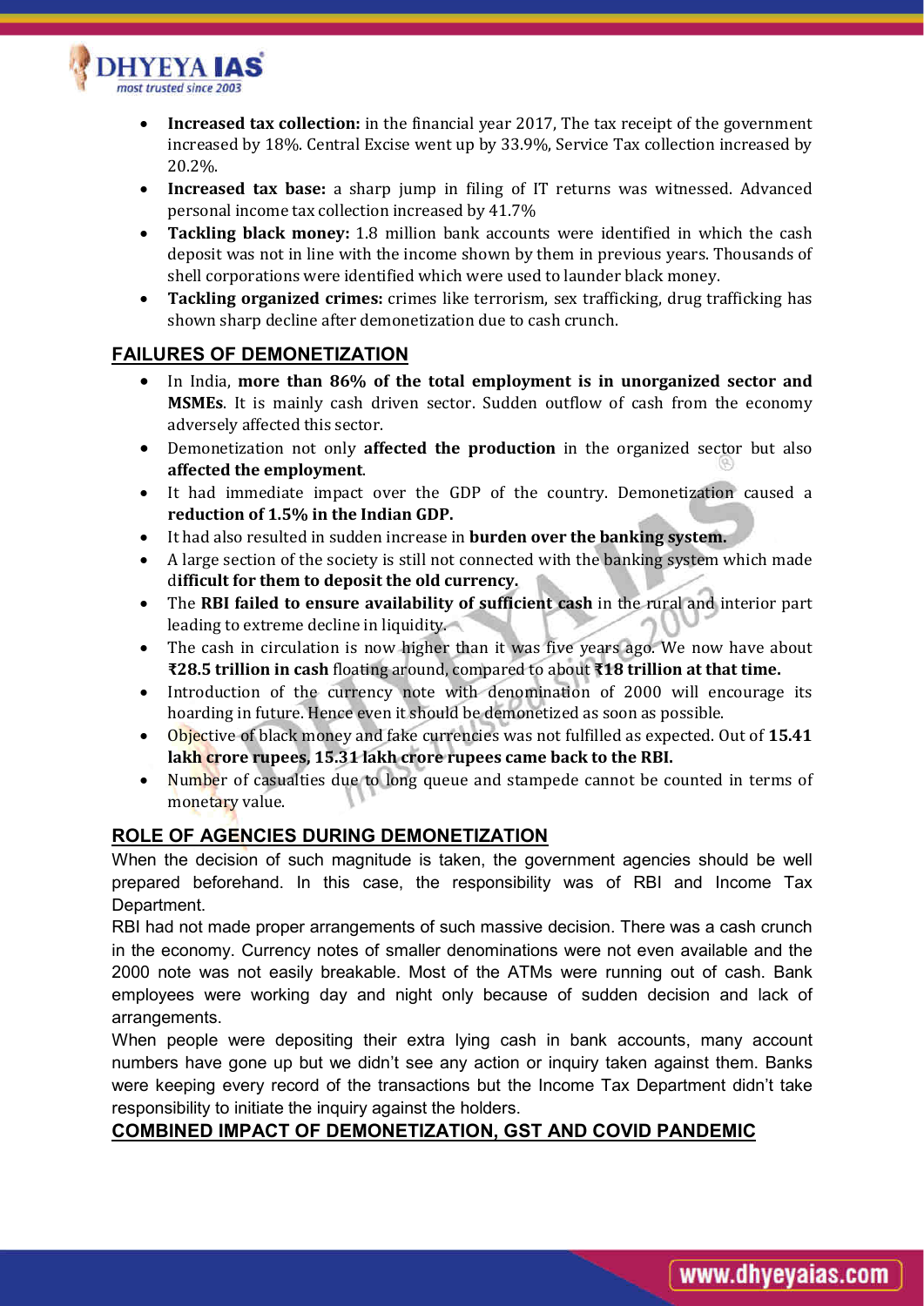- **Increased tax collection:** in the financial year 2017, The tax receipt of the government increased by 18%. Central Excise went up by 33.9%, Service Tax collection increased by 20.2%.
- **Increased tax base:** a sharp jump in filing of IT returns was witnessed. Advanced personal income tax collection increased by 41.7%
- **Tackling black money:** 1.8 million bank accounts were identified in which the cash deposit was not in line with the income shown by them in previous years. Thousands of shell corporations were identified which were used to launder black money.
- **Tackling organized crimes:** crimes like terrorism, sex trafficking, drug trafficking has shown sharp decline after demonetization due to cash crunch.

## FAILURES OF DEMONETIZATION

- In India, **more than 86% of the total employment is in unorganized sector and MSMEs**. It is mainly cash driven sector. Sudden outflow of cash from the economy adversely affected this sector.
- Demonetization not only **affected the production** in the organized sector but also **affected the employment**.
- It had immediate impact over the GDP of the country. Demonetization caused a **reduction of 1.5% in the Indian GDP.**
- It had also resulted in sudden increase in **burden over the banking system.**
- A large section of the society is still not connected with the banking system which made d**ifficult for them to deposit the old currency.**
- The **RBI failed to ensure availability of sufficient cash** in the rural and interior part leading to extreme decline in liquidity.
- The cash in circulation is now higher than it was five years ago. We now have about **₹28.5 trillion in cash** floating around, compared to about **₹18 trillion at that time.**
- Introduction of the currency note with denomination of 2000 will encourage its hoarding in future. Hence even it should be demonetized as soon as possible.
- Objective of black money and fake currencies was not fulfilled as expected. Out of **15.41 lakh crore rupees, 15.31 lakh crore rupees came back to the RBI.**
- Number of casualties due to long queue and stampede cannot be counted in terms of monetary value.

## ROLE OF AGENCIES DURING DEMONETIZATION

When the decision of such magnitude is taken, the government agencies should be well prepared beforehand. In this case, the responsibility was of RBI and Income Tax Department.

RBI had not made proper arrangements of such massive decision. There was a cash crunch in the economy. Currency notes of smaller denominations were not even available and the 2000 note was not easily breakable. Most of the ATMs were running out of cash. Bank employees were working day and night only because of sudden decision and lack of arrangements.

When people were depositing their extra lying cash in bank accounts, many account numbers have gone up but we didn't see any action or inquiry taken against them. Banks were keeping every record of the transactions but the Income Tax Department didn't take responsibility to initiate the inquiry against the holders.

## COMBINED IMPACT OF DEMONETIZATION, GST AND COVID PANDEMIC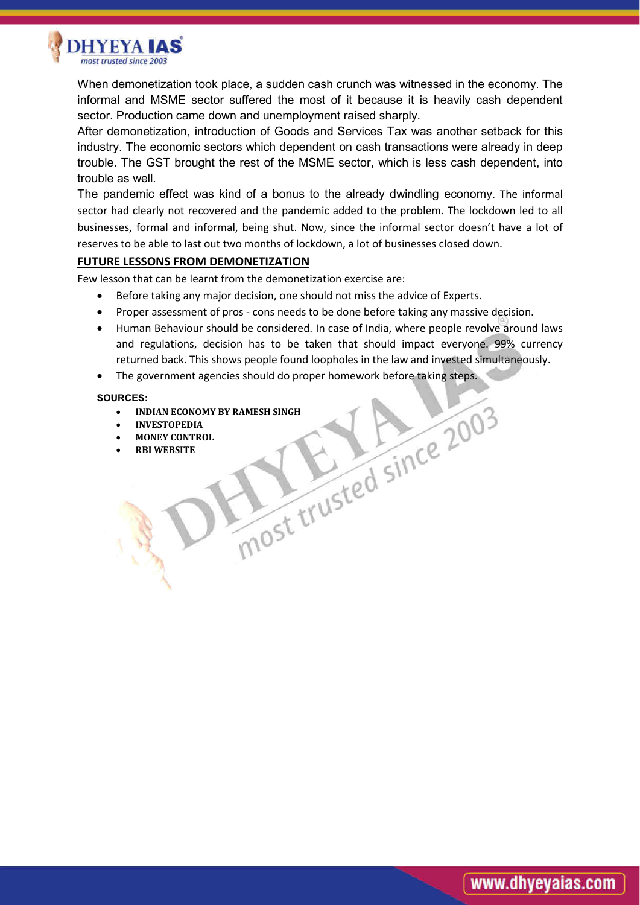When demonetization took place, a sudden cash crunch was witnessed in the economy. The informal and MSME sector suffered the most of it because it is heavily cash dependent sector. Production came down and unemployment raised sharply.

After demonetization, introduction of Goods and Services Tax was another setback for this industry. The economic sectors which dependent on cash transactions were already in deep trouble. The GST brought the rest of the MSME sector, which is less cash dependent, into trouble as well.

The pandemic effect was kind of a bonus to the already dwindling economy. The informal sector had clearly not recovered and the pandemic added to the problem. The lockdown led to all businesses, formal and informal, being shut. Now, since the informal sector doesn't have a lot of reserves to be able to last out two months of lockdown, a lot of businesses closed down.

## FUTURE LESSONS FROM DEMONETIZATION

Few lesson that can be learnt from the demonetization exercise are:

- Before taking any major decision, one should not miss the advice of Experts.
- Proper assessment of pros - cons needs to be done before taking any massive decision.
- Human Behaviour should be considered. In case of India, where people revolve around laws and regulations, decision has to be taken that should impact everyone. 99% currency returned back. This shows people found loopholes in the law and invested simultaneously.
- The government agencies should do proper homework before taking steps.

**SOURCES:**

- **INDIAN ECONOMY BY RAMESH SINGH**
- **INVESTOPEDIA**
- **MONEY CONTROL**
- **RBI WEBSITE**